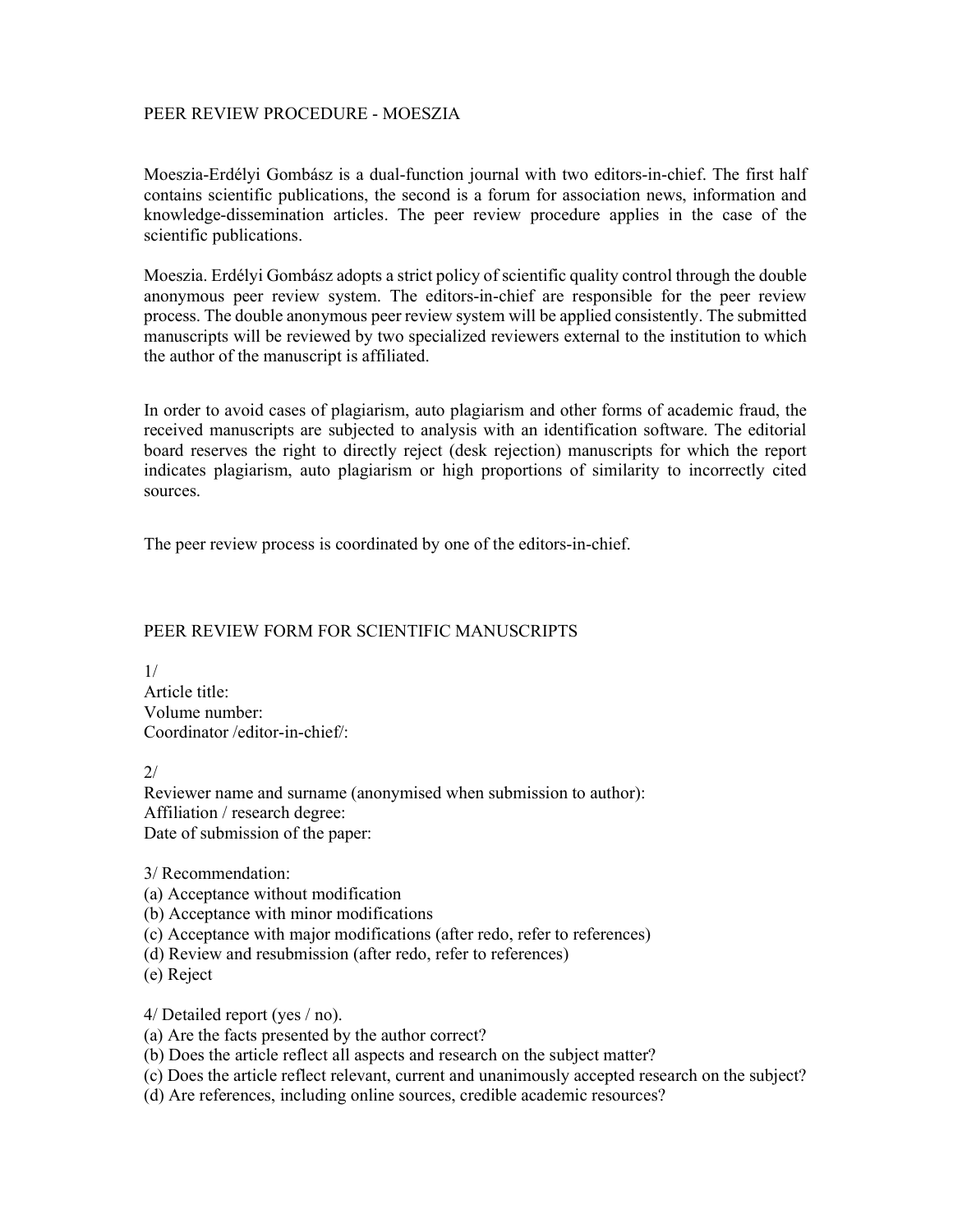## PEER REVIEW PROCEDURE - MOESZIA

Moeszia-Erdélyi Gombász is a dual-function journal with two editors-in-chief. The first half contains scientific publications, the second is a forum for association news, information and knowledge-dissemination articles. The peer review procedure applies in the case of the scientific publications.

Moeszia. Erdélyi Gombász adopts a strict policy of scientific quality control through the double anonymous peer review system. The editors-in-chief are responsible for the peer review process. The double anonymous peer review system will be applied consistently. The submitted manuscripts will be reviewed by two specialized reviewers external to the institution to which the author of the manuscript is affiliated.

In order to avoid cases of plagiarism, auto plagiarism and other forms of academic fraud, the received manuscripts are subjected to analysis with an identification software. The editorial board reserves the right to directly reject (desk rejection) manuscripts for which the report indicates plagiarism, auto plagiarism or high proportions of similarity to incorrectly cited sources.

The peer review process is coordinated by one of the editors-in-chief.

## PEER REVIEW FORM FOR SCIENTIFIC MANUSCRIPTS

1/
Article title:
Volume number:
Coordinator /editor-in-chief/:

2/
Reviewer name and surname (anonymised when submission to author):
Affiliation / research degree:
Date of submission of the paper:

3/ Recommendation:
(a) Acceptance without modification
(b) Acceptance with minor modifications
(c) Acceptance with major modifications (after redo, refer to references)
(d) Review and resubmission (after redo, refer to references)
(e) Reject

4/ Detailed report (yes / no).
(a) Are the facts presented by the author correct?
(b) Does the article reflect all aspects and research on the subject matter?
(c) Does the article reflect relevant, current and unanimously accepted research on the subject?
(d) Are references, including online sources, credible academic resources?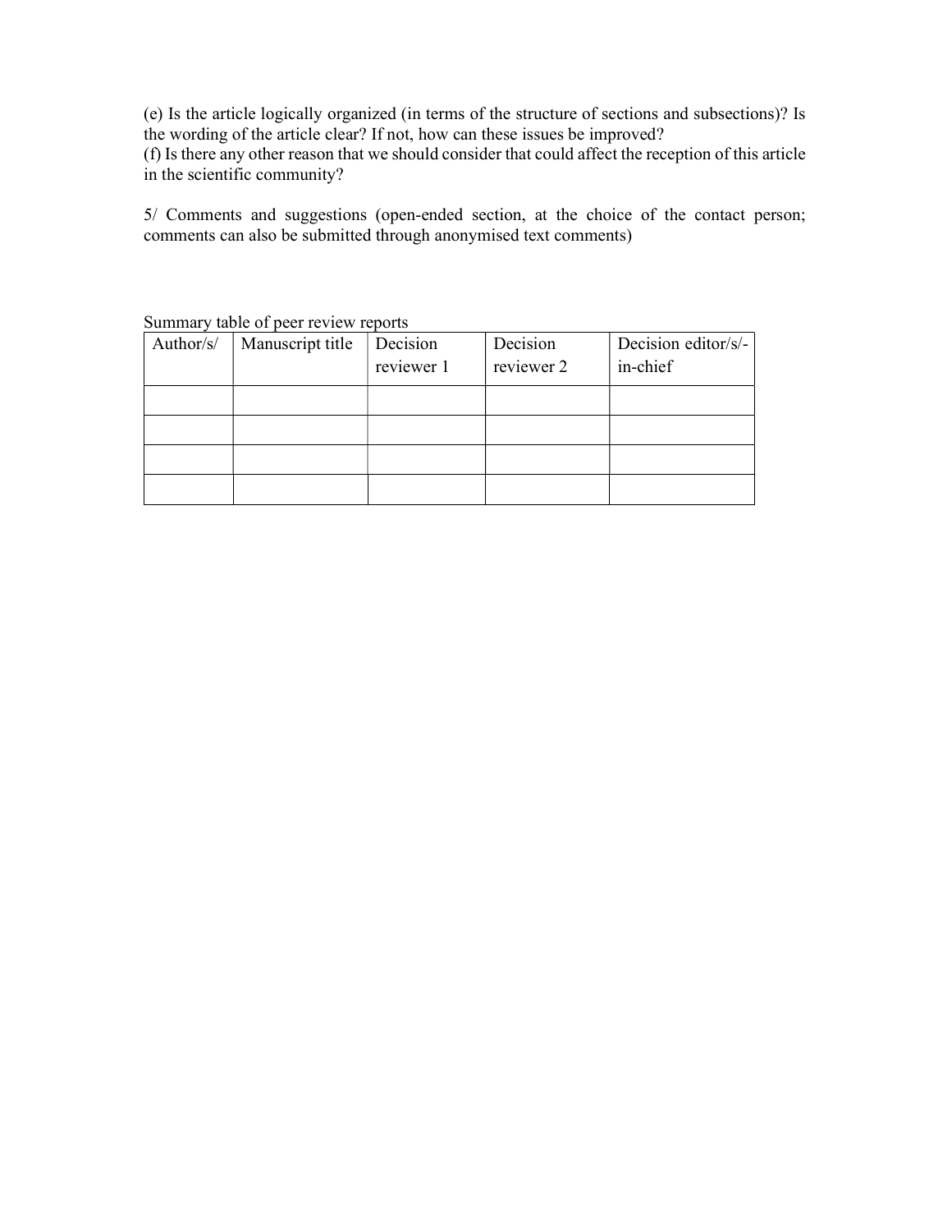(e) Is the article logically organized (in terms of the structure of sections and subsections)? Is the wording of the article clear? If not, how can these issues be improved?
(f) Is there any other reason that we should consider that could affect the reception of this article in the scientific community?

5/ Comments and suggestions (open-ended section, at the choice of the contact person; comments can also be submitted through anonymised text comments)

Summary table of peer review reports

| Author/s/ | Manuscript title | Decision reviewer 1 | Decision reviewer 2 | Decision editor/s/-in-chief |
|---|---|---|---|---|
| | | | | |
| | | | | |
| | | | | |
| | | | | |